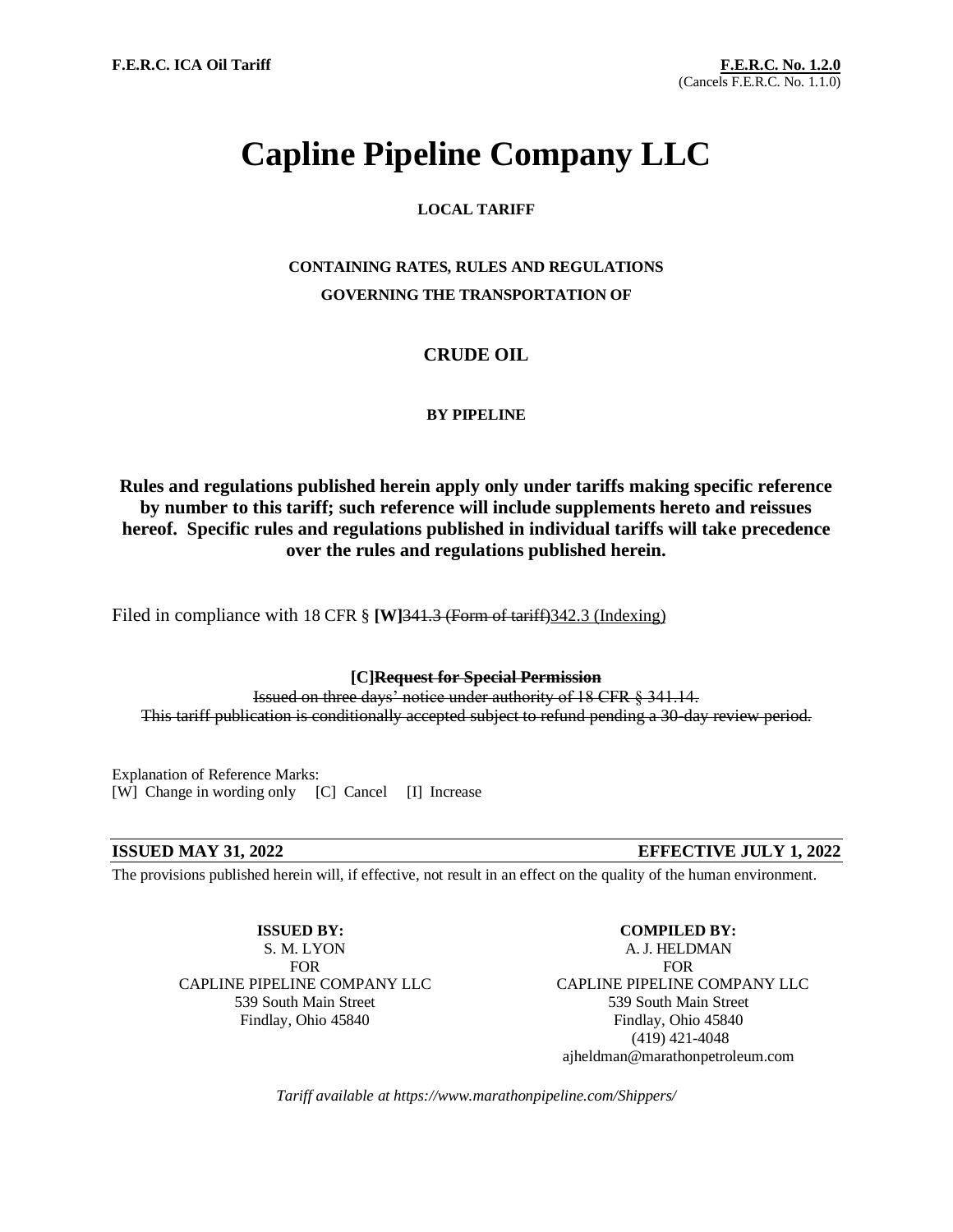F.E.R.C. ICA Oil Tariff

**F.E.R.C. No. 1.2.0**
(Cancels F.E.R.C. No. 1.1.0)

# Capline Pipeline Company LLC

**LOCAL TARIFF**

**CONTAINING RATES, RULES AND REGULATIONS**
**GOVERNING THE TRANSPORTATION OF**

**CRUDE OIL**

**BY PIPELINE**

**Rules and regulations published herein apply only under tariffs making specific reference by number to this tariff; such reference will include supplements hereto and reissues hereof. Specific rules and regulations published in individual tariffs will take precedence over the rules and regulations published herein.**

Filed in compliance with 18 CFR § **[W]**~~341.3 (Form of tariff)~~342.3 (Indexing)

**[C]~~Request for Special Permission~~**
~~Issued on three days' notice under authority of 18 CFR § 341.14.~~
~~This tariff publication is conditionally accepted subject to refund pending a 30-day review period.~~

Explanation of Reference Marks:
[W] Change in wording only [C] Cancel [I] Increase

**ISSUED MAY 31, 2022** **EFFECTIVE JULY 1, 2022**

The provisions published herein will, if effective, not result in an effect on the quality of the human environment.

**ISSUED BY:**
S. M. LYON
FOR
CAPLINE PIPELINE COMPANY LLC
539 South Main Street
Findlay, Ohio 45840

**COMPILED BY:**
A. J. HELDMAN
FOR
CAPLINE PIPELINE COMPANY LLC
539 South Main Street
Findlay, Ohio 45840
(419) 421-4048
ajheldman@marathonpetroleum.com

*Tariff available at https://www.marathonpipeline.com/Shippers/*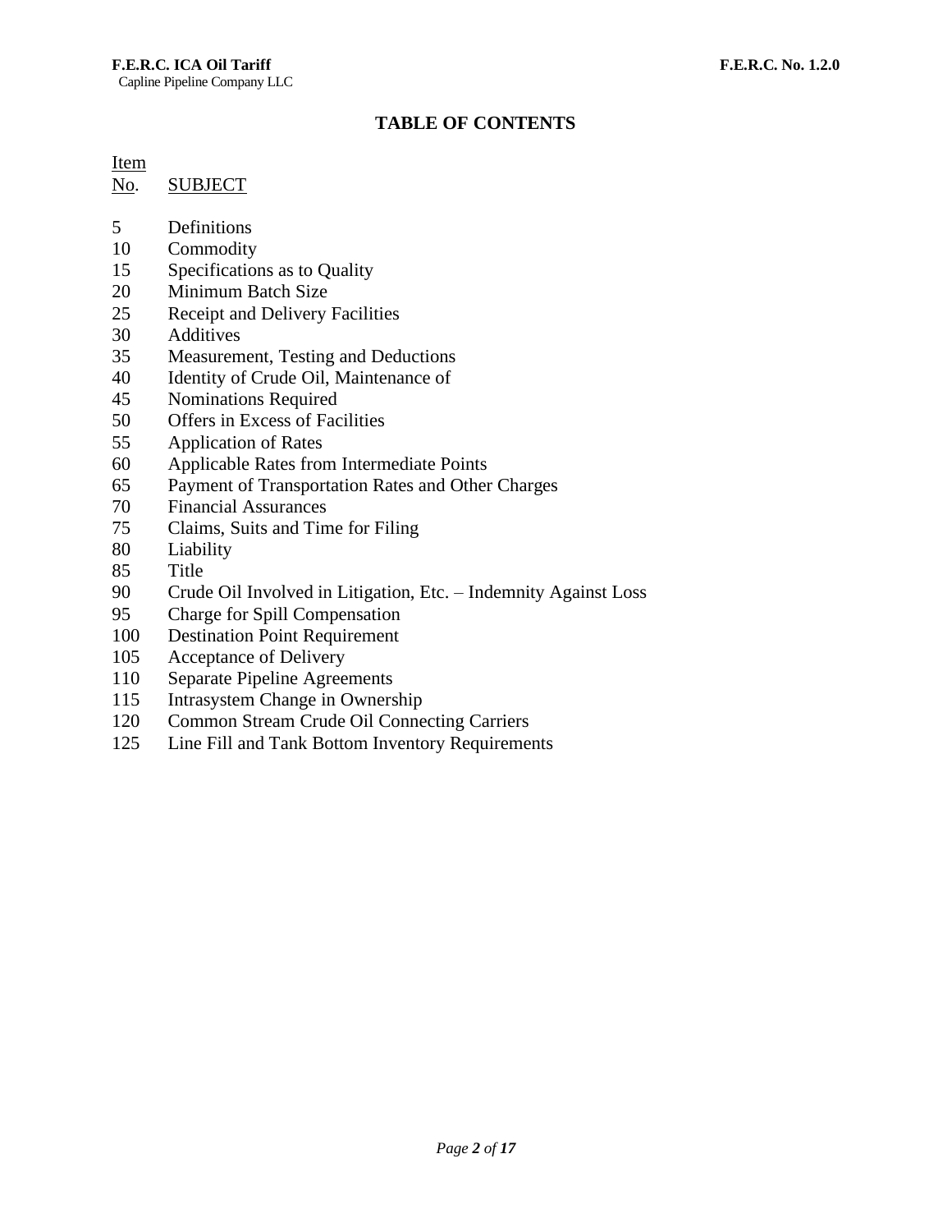## TABLE OF CONTENTS

| Item No. | SUBJECT |
|---|---|
| 5 | Definitions |
| 10 | Commodity |
| 15 | Specifications as to Quality |
| 20 | Minimum Batch Size |
| 25 | Receipt and Delivery Facilities |
| 30 | Additives |
| 35 | Measurement, Testing and Deductions |
| 40 | Identity of Crude Oil, Maintenance of |
| 45 | Nominations Required |
| 50 | Offers in Excess of Facilities |
| 55 | Application of Rates |
| 60 | Applicable Rates from Intermediate Points |
| 65 | Payment of Transportation Rates and Other Charges |
| 70 | Financial Assurances |
| 75 | Claims, Suits and Time for Filing |
| 80 | Liability |
| 85 | Title |
| 90 | Crude Oil Involved in Litigation, Etc. – Indemnity Against Loss |
| 95 | Charge for Spill Compensation |
| 100 | Destination Point Requirement |
| 105 | Acceptance of Delivery |
| 110 | Separate Pipeline Agreements |
| 115 | Intrasystem Change in Ownership |
| 120 | Common Stream Crude Oil Connecting Carriers |
| 125 | Line Fill and Tank Bottom Inventory Requirements |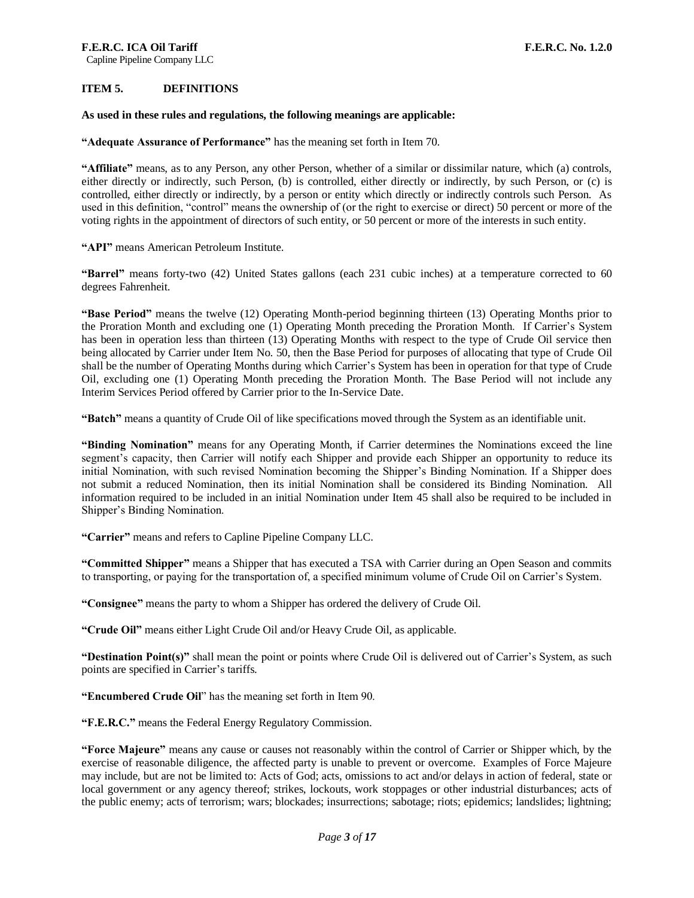## ITEM 5. DEFINITIONS

**As used in these rules and regulations, the following meanings are applicable:**

**"Adequate Assurance of Performance"** has the meaning set forth in Item 70.

**"Affiliate"** means, as to any Person, any other Person, whether of a similar or dissimilar nature, which (a) controls, either directly or indirectly, such Person, (b) is controlled, either directly or indirectly, by such Person, or (c) is controlled, either directly or indirectly, by a person or entity which directly or indirectly controls such Person. As used in this definition, "control" means the ownership of (or the right to exercise or direct) 50 percent or more of the voting rights in the appointment of directors of such entity, or 50 percent or more of the interests in such entity.

**"API"** means American Petroleum Institute.

**"Barrel"** means forty-two (42) United States gallons (each 231 cubic inches) at a temperature corrected to 60 degrees Fahrenheit.

**"Base Period"** means the twelve (12) Operating Month-period beginning thirteen (13) Operating Months prior to the Proration Month and excluding one (1) Operating Month preceding the Proration Month. If Carrier's System has been in operation less than thirteen (13) Operating Months with respect to the type of Crude Oil service then being allocated by Carrier under Item No. 50, then the Base Period for purposes of allocating that type of Crude Oil shall be the number of Operating Months during which Carrier's System has been in operation for that type of Crude Oil, excluding one (1) Operating Month preceding the Proration Month. The Base Period will not include any Interim Services Period offered by Carrier prior to the In-Service Date.

**"Batch"** means a quantity of Crude Oil of like specifications moved through the System as an identifiable unit.

**"Binding Nomination"** means for any Operating Month, if Carrier determines the Nominations exceed the line segment's capacity, then Carrier will notify each Shipper and provide each Shipper an opportunity to reduce its initial Nomination, with such revised Nomination becoming the Shipper's Binding Nomination. If a Shipper does not submit a reduced Nomination, then its initial Nomination shall be considered its Binding Nomination. All information required to be included in an initial Nomination under Item 45 shall also be required to be included in Shipper's Binding Nomination.

**"Carrier"** means and refers to Capline Pipeline Company LLC.

**"Committed Shipper"** means a Shipper that has executed a TSA with Carrier during an Open Season and commits to transporting, or paying for the transportation of, a specified minimum volume of Crude Oil on Carrier's System.

**"Consignee"** means the party to whom a Shipper has ordered the delivery of Crude Oil.

**"Crude Oil"** means either Light Crude Oil and/or Heavy Crude Oil, as applicable.

**"Destination Point(s)"** shall mean the point or points where Crude Oil is delivered out of Carrier's System, as such points are specified in Carrier's tariffs.

**"Encumbered Crude Oil"** has the meaning set forth in Item 90.

**"F.E.R.C."** means the Federal Energy Regulatory Commission.

**"Force Majeure"** means any cause or causes not reasonably within the control of Carrier or Shipper which, by the exercise of reasonable diligence, the affected party is unable to prevent or overcome. Examples of Force Majeure may include, but are not be limited to: Acts of God; acts, omissions to act and/or delays in action of federal, state or local government or any agency thereof; strikes, lockouts, work stoppages or other industrial disturbances; acts of the public enemy; acts of terrorism; wars; blockades; insurrections; sabotage; riots; epidemics; landslides; lightning;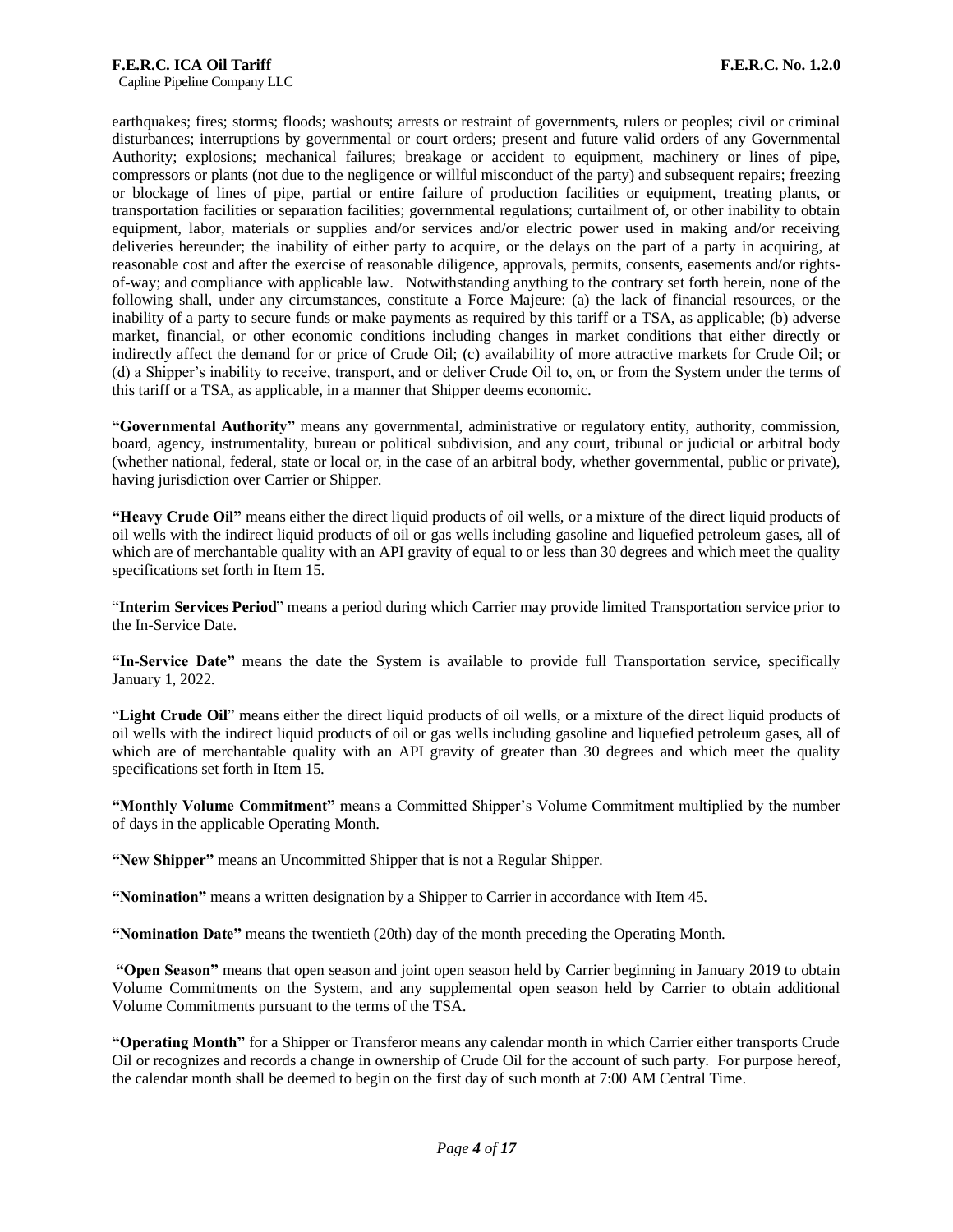earthquakes; fires; storms; floods; washouts; arrests or restraint of governments, rulers or peoples; civil or criminal disturbances; interruptions by governmental or court orders; present and future valid orders of any Governmental Authority; explosions; mechanical failures; breakage or accident to equipment, machinery or lines of pipe, compressors or plants (not due to the negligence or willful misconduct of the party) and subsequent repairs; freezing or blockage of lines of pipe, partial or entire failure of production facilities or equipment, treating plants, or transportation facilities or separation facilities; governmental regulations; curtailment of, or other inability to obtain equipment, labor, materials or supplies and/or services and/or electric power used in making and/or receiving deliveries hereunder; the inability of either party to acquire, or the delays on the part of a party in acquiring, at reasonable cost and after the exercise of reasonable diligence, approvals, permits, consents, easements and/or rights-of-way; and compliance with applicable law. Notwithstanding anything to the contrary set forth herein, none of the following shall, under any circumstances, constitute a Force Majeure: (a) the lack of financial resources, or the inability of a party to secure funds or make payments as required by this tariff or a TSA, as applicable; (b) adverse market, financial, or other economic conditions including changes in market conditions that either directly or indirectly affect the demand for or price of Crude Oil; (c) availability of more attractive markets for Crude Oil; or (d) a Shipper's inability to receive, transport, and or deliver Crude Oil to, on, or from the System under the terms of this tariff or a TSA, as applicable, in a manner that Shipper deems economic.

**"Governmental Authority"** means any governmental, administrative or regulatory entity, authority, commission, board, agency, instrumentality, bureau or political subdivision, and any court, tribunal or judicial or arbitral body (whether national, federal, state or local or, in the case of an arbitral body, whether governmental, public or private), having jurisdiction over Carrier or Shipper.

**"Heavy Crude Oil"** means either the direct liquid products of oil wells, or a mixture of the direct liquid products of oil wells with the indirect liquid products of oil or gas wells including gasoline and liquefied petroleum gases, all of which are of merchantable quality with an API gravity of equal to or less than 30 degrees and which meet the quality specifications set forth in Item 15.

"**Interim Services Period**" means a period during which Carrier may provide limited Transportation service prior to the In-Service Date.

**"In-Service Date"** means the date the System is available to provide full Transportation service, specifically January 1, 2022.

"**Light Crude Oil**" means either the direct liquid products of oil wells, or a mixture of the direct liquid products of oil wells with the indirect liquid products of oil or gas wells including gasoline and liquefied petroleum gases, all of which are of merchantable quality with an API gravity of greater than 30 degrees and which meet the quality specifications set forth in Item 15.

**"Monthly Volume Commitment"** means a Committed Shipper's Volume Commitment multiplied by the number of days in the applicable Operating Month.

**"New Shipper"** means an Uncommitted Shipper that is not a Regular Shipper.

**"Nomination"** means a written designation by a Shipper to Carrier in accordance with Item 45.

**"Nomination Date"** means the twentieth (20th) day of the month preceding the Operating Month.

**"Open Season"** means that open season and joint open season held by Carrier beginning in January 2019 to obtain Volume Commitments on the System, and any supplemental open season held by Carrier to obtain additional Volume Commitments pursuant to the terms of the TSA.

**"Operating Month"** for a Shipper or Transferor means any calendar month in which Carrier either transports Crude Oil or recognizes and records a change in ownership of Crude Oil for the account of such party. For purpose hereof, the calendar month shall be deemed to begin on the first day of such month at 7:00 AM Central Time.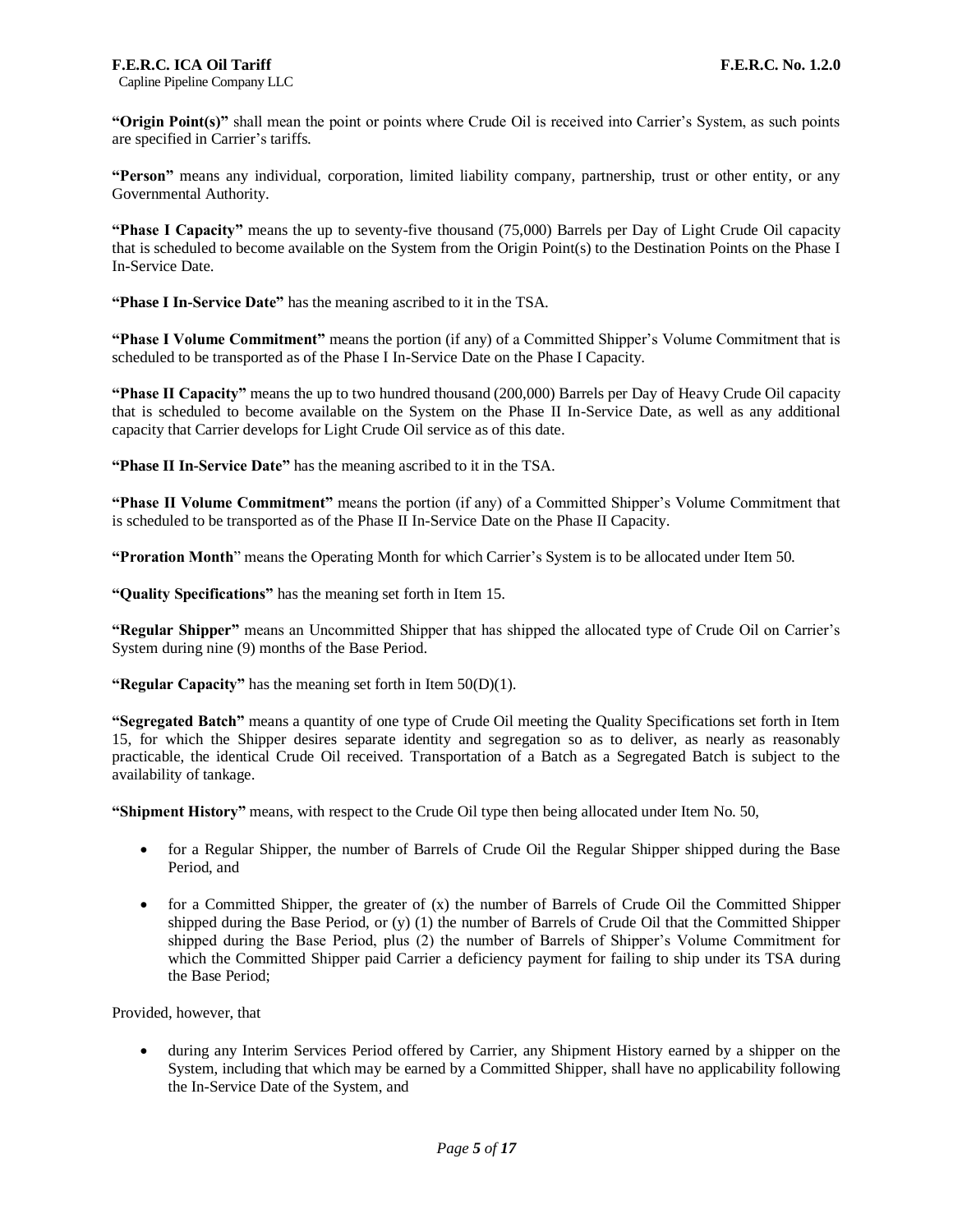**"Origin Point(s)"** shall mean the point or points where Crude Oil is received into Carrier's System, as such points are specified in Carrier's tariffs.

**"Person"** means any individual, corporation, limited liability company, partnership, trust or other entity, or any Governmental Authority.

**"Phase I Capacity"** means the up to seventy-five thousand (75,000) Barrels per Day of Light Crude Oil capacity that is scheduled to become available on the System from the Origin Point(s) to the Destination Points on the Phase I In-Service Date.

**"Phase I In-Service Date"** has the meaning ascribed to it in the TSA.

**"Phase I Volume Commitment"** means the portion (if any) of a Committed Shipper's Volume Commitment that is scheduled to be transported as of the Phase I In-Service Date on the Phase I Capacity.

**"Phase II Capacity"** means the up to two hundred thousand (200,000) Barrels per Day of Heavy Crude Oil capacity that is scheduled to become available on the System on the Phase II In-Service Date, as well as any additional capacity that Carrier develops for Light Crude Oil service as of this date.

**"Phase II In-Service Date"** has the meaning ascribed to it in the TSA.

**"Phase II Volume Commitment"** means the portion (if any) of a Committed Shipper's Volume Commitment that is scheduled to be transported as of the Phase II In-Service Date on the Phase II Capacity.

**"Proration Month**" means the Operating Month for which Carrier's System is to be allocated under Item 50.

**"Quality Specifications"** has the meaning set forth in Item 15.

**"Regular Shipper"** means an Uncommitted Shipper that has shipped the allocated type of Crude Oil on Carrier's System during nine (9) months of the Base Period.

**"Regular Capacity"** has the meaning set forth in Item 50(D)(1).

**"Segregated Batch"** means a quantity of one type of Crude Oil meeting the Quality Specifications set forth in Item 15, for which the Shipper desires separate identity and segregation so as to deliver, as nearly as reasonably practicable, the identical Crude Oil received. Transportation of a Batch as a Segregated Batch is subject to the availability of tankage.

**"Shipment History"** means, with respect to the Crude Oil type then being allocated under Item No. 50,

- for a Regular Shipper, the number of Barrels of Crude Oil the Regular Shipper shipped during the Base Period, and
- for a Committed Shipper, the greater of (x) the number of Barrels of Crude Oil the Committed Shipper shipped during the Base Period, or (y) (1) the number of Barrels of Crude Oil that the Committed Shipper shipped during the Base Period, plus (2) the number of Barrels of Shipper's Volume Commitment for which the Committed Shipper paid Carrier a deficiency payment for failing to ship under its TSA during the Base Period;

Provided, however, that

- during any Interim Services Period offered by Carrier, any Shipment History earned by a shipper on the System, including that which may be earned by a Committed Shipper, shall have no applicability following the In-Service Date of the System, and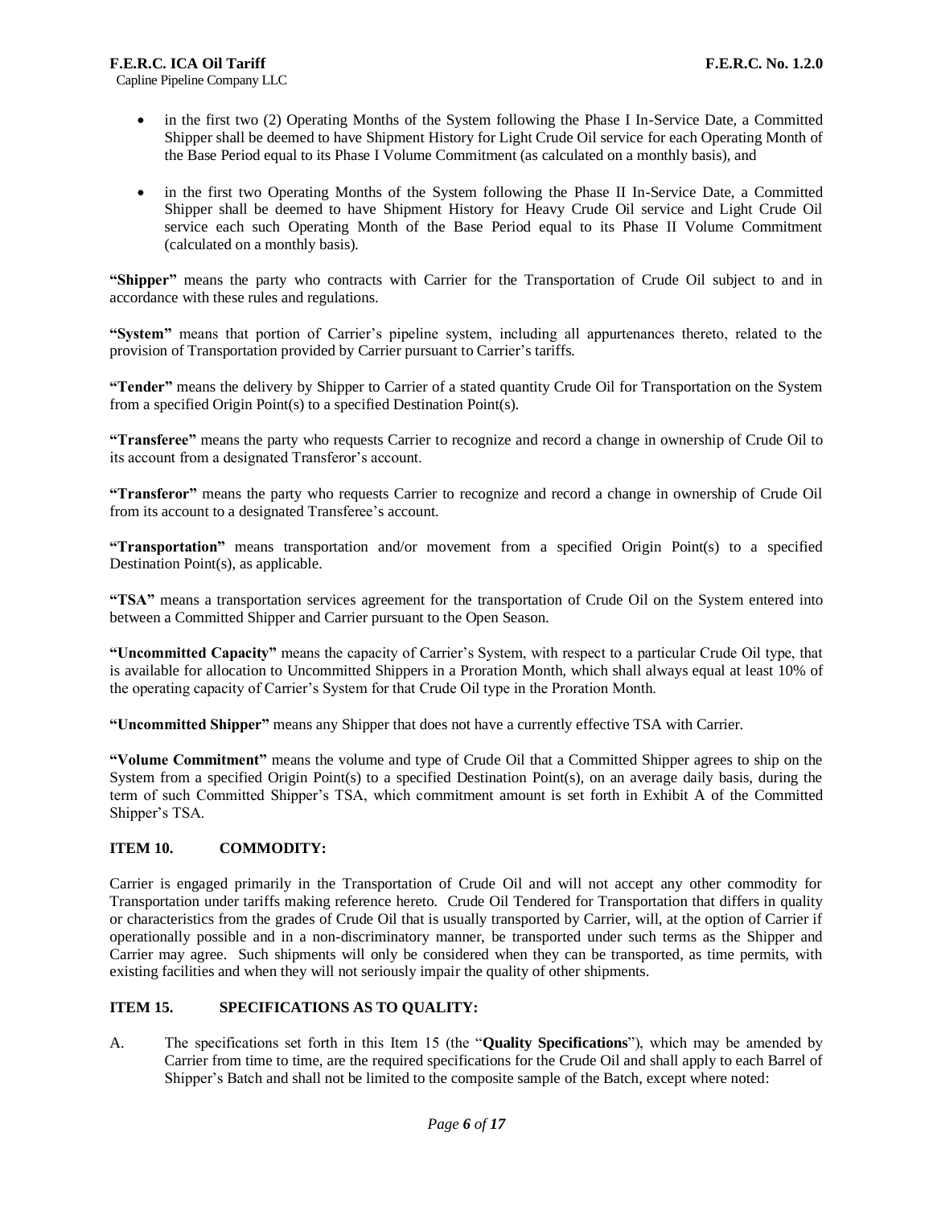- in the first two (2) Operating Months of the System following the Phase I In-Service Date, a Committed Shipper shall be deemed to have Shipment History for Light Crude Oil service for each Operating Month of the Base Period equal to its Phase I Volume Commitment (as calculated on a monthly basis), and

- in the first two Operating Months of the System following the Phase II In-Service Date, a Committed Shipper shall be deemed to have Shipment History for Heavy Crude Oil service and Light Crude Oil service each such Operating Month of the Base Period equal to its Phase II Volume Commitment (calculated on a monthly basis).

**"Shipper"** means the party who contracts with Carrier for the Transportation of Crude Oil subject to and in accordance with these rules and regulations.

**"System"** means that portion of Carrier's pipeline system, including all appurtenances thereto, related to the provision of Transportation provided by Carrier pursuant to Carrier's tariffs.

**"Tender"** means the delivery by Shipper to Carrier of a stated quantity Crude Oil for Transportation on the System from a specified Origin Point(s) to a specified Destination Point(s).

**"Transferee"** means the party who requests Carrier to recognize and record a change in ownership of Crude Oil to its account from a designated Transferor's account.

**"Transferor"** means the party who requests Carrier to recognize and record a change in ownership of Crude Oil from its account to a designated Transferee's account.

**"Transportation"** means transportation and/or movement from a specified Origin Point(s) to a specified Destination Point(s), as applicable.

**"TSA"** means a transportation services agreement for the transportation of Crude Oil on the System entered into between a Committed Shipper and Carrier pursuant to the Open Season.

**"Uncommitted Capacity"** means the capacity of Carrier's System, with respect to a particular Crude Oil type, that is available for allocation to Uncommitted Shippers in a Proration Month, which shall always equal at least 10% of the operating capacity of Carrier's System for that Crude Oil type in the Proration Month.

**"Uncommitted Shipper"** means any Shipper that does not have a currently effective TSA with Carrier.

**"Volume Commitment"** means the volume and type of Crude Oil that a Committed Shipper agrees to ship on the System from a specified Origin Point(s) to a specified Destination Point(s), on an average daily basis, during the term of such Committed Shipper's TSA, which commitment amount is set forth in Exhibit A of the Committed Shipper's TSA.

## ITEM 10. COMMODITY:

Carrier is engaged primarily in the Transportation of Crude Oil and will not accept any other commodity for Transportation under tariffs making reference hereto. Crude Oil Tendered for Transportation that differs in quality or characteristics from the grades of Crude Oil that is usually transported by Carrier, will, at the option of Carrier if operationally possible and in a non-discriminatory manner, be transported under such terms as the Shipper and Carrier may agree. Such shipments will only be considered when they can be transported, as time permits, with existing facilities and when they will not seriously impair the quality of other shipments.

## ITEM 15. SPECIFICATIONS AS TO QUALITY:

A. The specifications set forth in this Item 15 (the "**Quality Specifications**"), which may be amended by Carrier from time to time, are the required specifications for the Crude Oil and shall apply to each Barrel of Shipper's Batch and shall not be limited to the composite sample of the Batch, except where noted: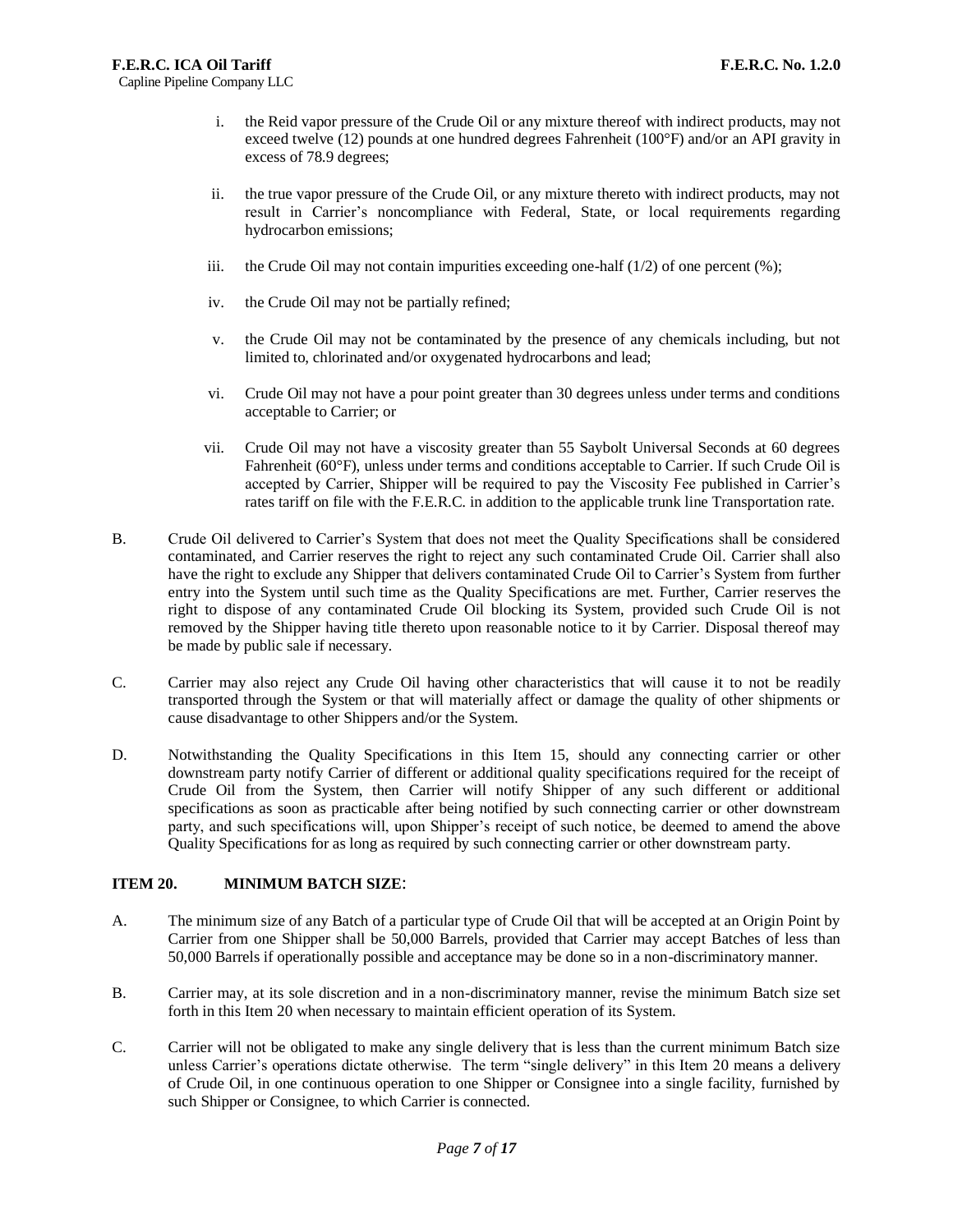i. the Reid vapor pressure of the Crude Oil or any mixture thereof with indirect products, may not exceed twelve (12) pounds at one hundred degrees Fahrenheit (100°F) and/or an API gravity in excess of 78.9 degrees;

ii. the true vapor pressure of the Crude Oil, or any mixture thereto with indirect products, may not result in Carrier's noncompliance with Federal, State, or local requirements regarding hydrocarbon emissions;

iii. the Crude Oil may not contain impurities exceeding one-half (1/2) of one percent (%);

iv. the Crude Oil may not be partially refined;

v. the Crude Oil may not be contaminated by the presence of any chemicals including, but not limited to, chlorinated and/or oxygenated hydrocarbons and lead;

vi. Crude Oil may not have a pour point greater than 30 degrees unless under terms and conditions acceptable to Carrier; or

vii. Crude Oil may not have a viscosity greater than 55 Saybolt Universal Seconds at 60 degrees Fahrenheit (60°F), unless under terms and conditions acceptable to Carrier. If such Crude Oil is accepted by Carrier, Shipper will be required to pay the Viscosity Fee published in Carrier's rates tariff on file with the F.E.R.C. in addition to the applicable trunk line Transportation rate.

B. Crude Oil delivered to Carrier's System that does not meet the Quality Specifications shall be considered contaminated, and Carrier reserves the right to reject any such contaminated Crude Oil. Carrier shall also have the right to exclude any Shipper that delivers contaminated Crude Oil to Carrier's System from further entry into the System until such time as the Quality Specifications are met. Further, Carrier reserves the right to dispose of any contaminated Crude Oil blocking its System, provided such Crude Oil is not removed by the Shipper having title thereto upon reasonable notice to it by Carrier. Disposal thereof may be made by public sale if necessary.

C. Carrier may also reject any Crude Oil having other characteristics that will cause it to not be readily transported through the System or that will materially affect or damage the quality of other shipments or cause disadvantage to other Shippers and/or the System.

D. Notwithstanding the Quality Specifications in this Item 15, should any connecting carrier or other downstream party notify Carrier of different or additional quality specifications required for the receipt of Crude Oil from the System, then Carrier will notify Shipper of any such different or additional specifications as soon as practicable after being notified by such connecting carrier or other downstream party, and such specifications will, upon Shipper's receipt of such notice, be deemed to amend the above Quality Specifications for as long as required by such connecting carrier or other downstream party.

### ITEM 20. MINIMUM BATCH SIZE:

A. The minimum size of any Batch of a particular type of Crude Oil that will be accepted at an Origin Point by Carrier from one Shipper shall be 50,000 Barrels, provided that Carrier may accept Batches of less than 50,000 Barrels if operationally possible and acceptance may be done so in a non-discriminatory manner.

B. Carrier may, at its sole discretion and in a non-discriminatory manner, revise the minimum Batch size set forth in this Item 20 when necessary to maintain efficient operation of its System.

C. Carrier will not be obligated to make any single delivery that is less than the current minimum Batch size unless Carrier's operations dictate otherwise. The term "single delivery" in this Item 20 means a delivery of Crude Oil, in one continuous operation to one Shipper or Consignee into a single facility, furnished by such Shipper or Consignee, to which Carrier is connected.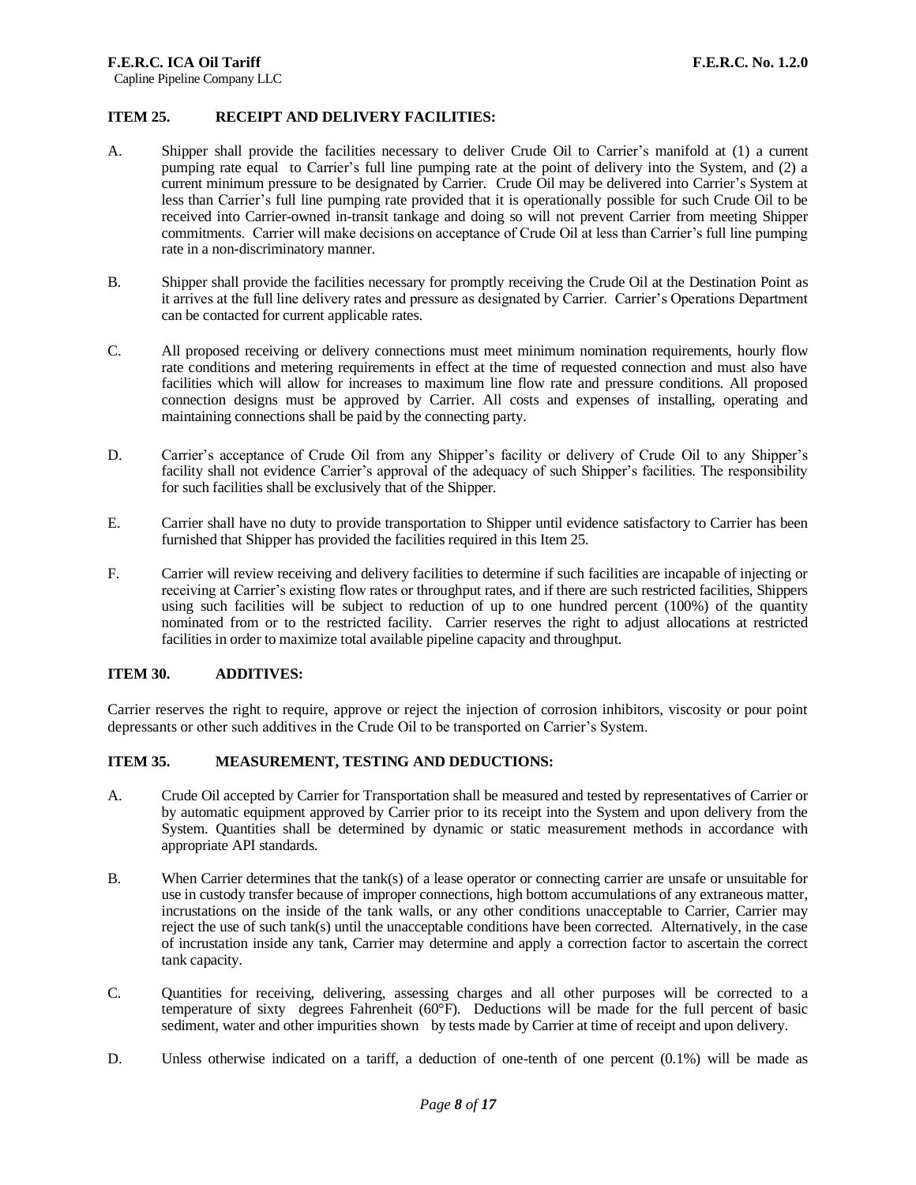### ITEM 25. RECEIPT AND DELIVERY FACILITIES:

A. Shipper shall provide the facilities necessary to deliver Crude Oil to Carrier's manifold at (1) a current pumping rate equal to Carrier's full line pumping rate at the point of delivery into the System, and (2) a current minimum pressure to be designated by Carrier. Crude Oil may be delivered into Carrier's System at less than Carrier's full line pumping rate provided that it is operationally possible for such Crude Oil to be received into Carrier-owned in-transit tankage and doing so will not prevent Carrier from meeting Shipper commitments. Carrier will make decisions on acceptance of Crude Oil at less than Carrier's full line pumping rate in a non-discriminatory manner.

B. Shipper shall provide the facilities necessary for promptly receiving the Crude Oil at the Destination Point as it arrives at the full line delivery rates and pressure as designated by Carrier. Carrier's Operations Department can be contacted for current applicable rates.

C. All proposed receiving or delivery connections must meet minimum nomination requirements, hourly flow rate conditions and metering requirements in effect at the time of requested connection and must also have facilities which will allow for increases to maximum line flow rate and pressure conditions. All proposed connection designs must be approved by Carrier. All costs and expenses of installing, operating and maintaining connections shall be paid by the connecting party.

D. Carrier's acceptance of Crude Oil from any Shipper's facility or delivery of Crude Oil to any Shipper's facility shall not evidence Carrier's approval of the adequacy of such Shipper's facilities. The responsibility for such facilities shall be exclusively that of the Shipper.

E. Carrier shall have no duty to provide transportation to Shipper until evidence satisfactory to Carrier has been furnished that Shipper has provided the facilities required in this Item 25.

F. Carrier will review receiving and delivery facilities to determine if such facilities are incapable of injecting or receiving at Carrier's existing flow rates or throughput rates, and if there are such restricted facilities, Shippers using such facilities will be subject to reduction of up to one hundred percent (100%) of the quantity nominated from or to the restricted facility. Carrier reserves the right to adjust allocations at restricted facilities in order to maximize total available pipeline capacity and throughput.

### ITEM 30. ADDITIVES:

Carrier reserves the right to require, approve or reject the injection of corrosion inhibitors, viscosity or pour point depressants or other such additives in the Crude Oil to be transported on Carrier's System.

### ITEM 35. MEASUREMENT, TESTING AND DEDUCTIONS:

A. Crude Oil accepted by Carrier for Transportation shall be measured and tested by representatives of Carrier or by automatic equipment approved by Carrier prior to its receipt into the System and upon delivery from the System. Quantities shall be determined by dynamic or static measurement methods in accordance with appropriate API standards.

B. When Carrier determines that the tank(s) of a lease operator or connecting carrier are unsafe or unsuitable for use in custody transfer because of improper connections, high bottom accumulations of any extraneous matter, incrustations on the inside of the tank walls, or any other conditions unacceptable to Carrier, Carrier may reject the use of such tank(s) until the unacceptable conditions have been corrected. Alternatively, in the case of incrustation inside any tank, Carrier may determine and apply a correction factor to ascertain the correct tank capacity.

C. Quantities for receiving, delivering, assessing charges and all other purposes will be corrected to a temperature of sixty degrees Fahrenheit (60°F). Deductions will be made for the full percent of basic sediment, water and other impurities shown by tests made by Carrier at time of receipt and upon delivery.

D. Unless otherwise indicated on a tariff, a deduction of one-tenth of one percent (0.1%) will be made as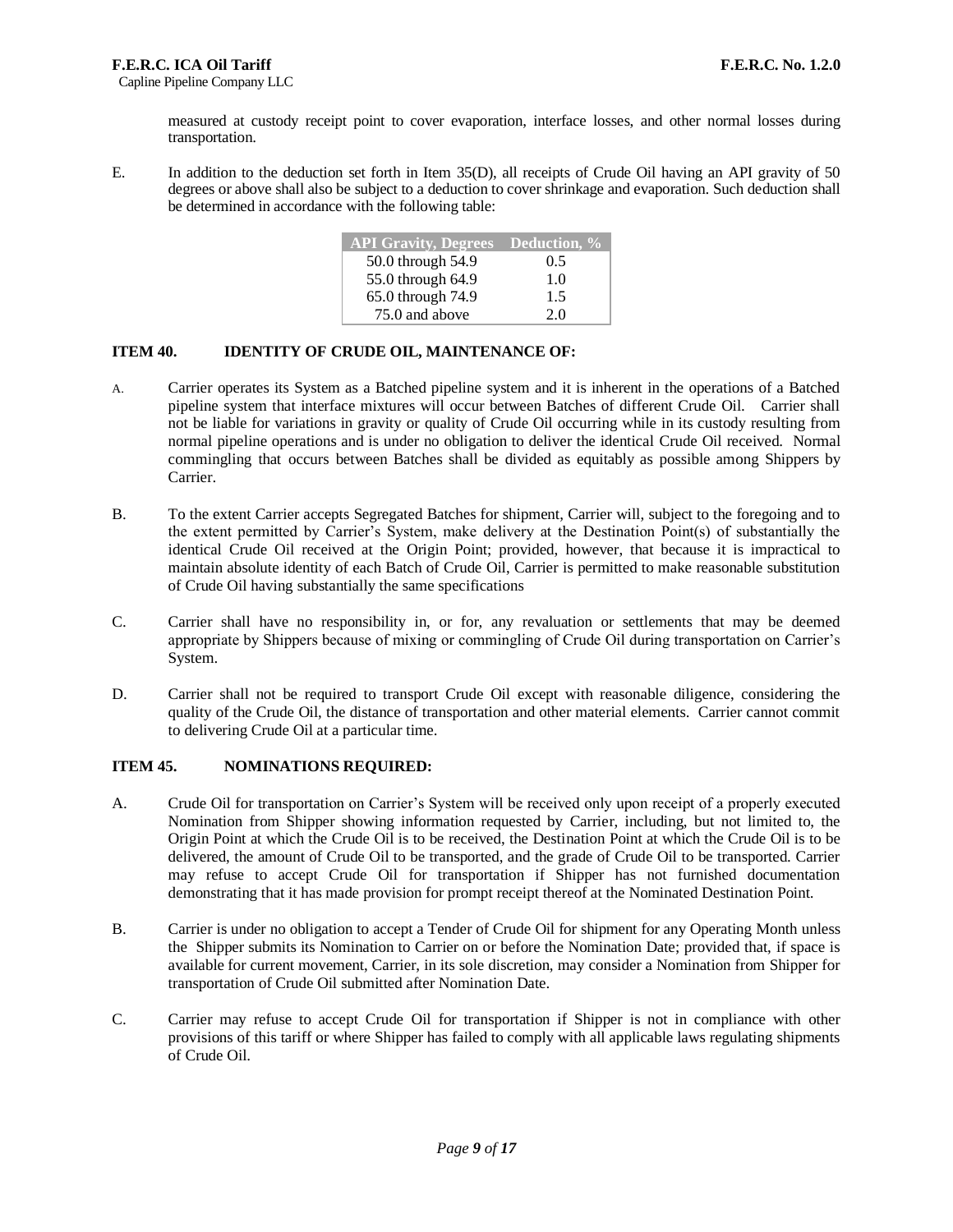measured at custody receipt point to cover evaporation, interface losses, and other normal losses during transportation.

E. In addition to the deduction set forth in Item 35(D), all receipts of Crude Oil having an API gravity of 50 degrees or above shall also be subject to a deduction to cover shrinkage and evaporation. Such deduction shall be determined in accordance with the following table:

| API Gravity, Degrees | Deduction, % |
|---|---|
| 50.0 through 54.9 | 0.5 |
| 55.0 through 64.9 | 1.0 |
| 65.0 through 74.9 | 1.5 |
| 75.0 and above | 2.0 |

**ITEM 40. IDENTITY OF CRUDE OIL, MAINTENANCE OF:**

A. Carrier operates its System as a Batched pipeline system and it is inherent in the operations of a Batched pipeline system that interface mixtures will occur between Batches of different Crude Oil. Carrier shall not be liable for variations in gravity or quality of Crude Oil occurring while in its custody resulting from normal pipeline operations and is under no obligation to deliver the identical Crude Oil received. Normal commingling that occurs between Batches shall be divided as equitably as possible among Shippers by Carrier.

B. To the extent Carrier accepts Segregated Batches for shipment, Carrier will, subject to the foregoing and to the extent permitted by Carrier's System, make delivery at the Destination Point(s) of substantially the identical Crude Oil received at the Origin Point; provided, however, that because it is impractical to maintain absolute identity of each Batch of Crude Oil, Carrier is permitted to make reasonable substitution of Crude Oil having substantially the same specifications

C. Carrier shall have no responsibility in, or for, any revaluation or settlements that may be deemed appropriate by Shippers because of mixing or commingling of Crude Oil during transportation on Carrier's System.

D. Carrier shall not be required to transport Crude Oil except with reasonable diligence, considering the quality of the Crude Oil, the distance of transportation and other material elements. Carrier cannot commit to delivering Crude Oil at a particular time.

**ITEM 45. NOMINATIONS REQUIRED:**

A. Crude Oil for transportation on Carrier's System will be received only upon receipt of a properly executed Nomination from Shipper showing information requested by Carrier, including, but not limited to, the Origin Point at which the Crude Oil is to be received, the Destination Point at which the Crude Oil is to be delivered, the amount of Crude Oil to be transported, and the grade of Crude Oil to be transported. Carrier may refuse to accept Crude Oil for transportation if Shipper has not furnished documentation demonstrating that it has made provision for prompt receipt thereof at the Nominated Destination Point.

B. Carrier is under no obligation to accept a Tender of Crude Oil for shipment for any Operating Month unless the Shipper submits its Nomination to Carrier on or before the Nomination Date; provided that, if space is available for current movement, Carrier, in its sole discretion, may consider a Nomination from Shipper for transportation of Crude Oil submitted after Nomination Date.

C. Carrier may refuse to accept Crude Oil for transportation if Shipper is not in compliance with other provisions of this tariff or where Shipper has failed to comply with all applicable laws regulating shipments of Crude Oil.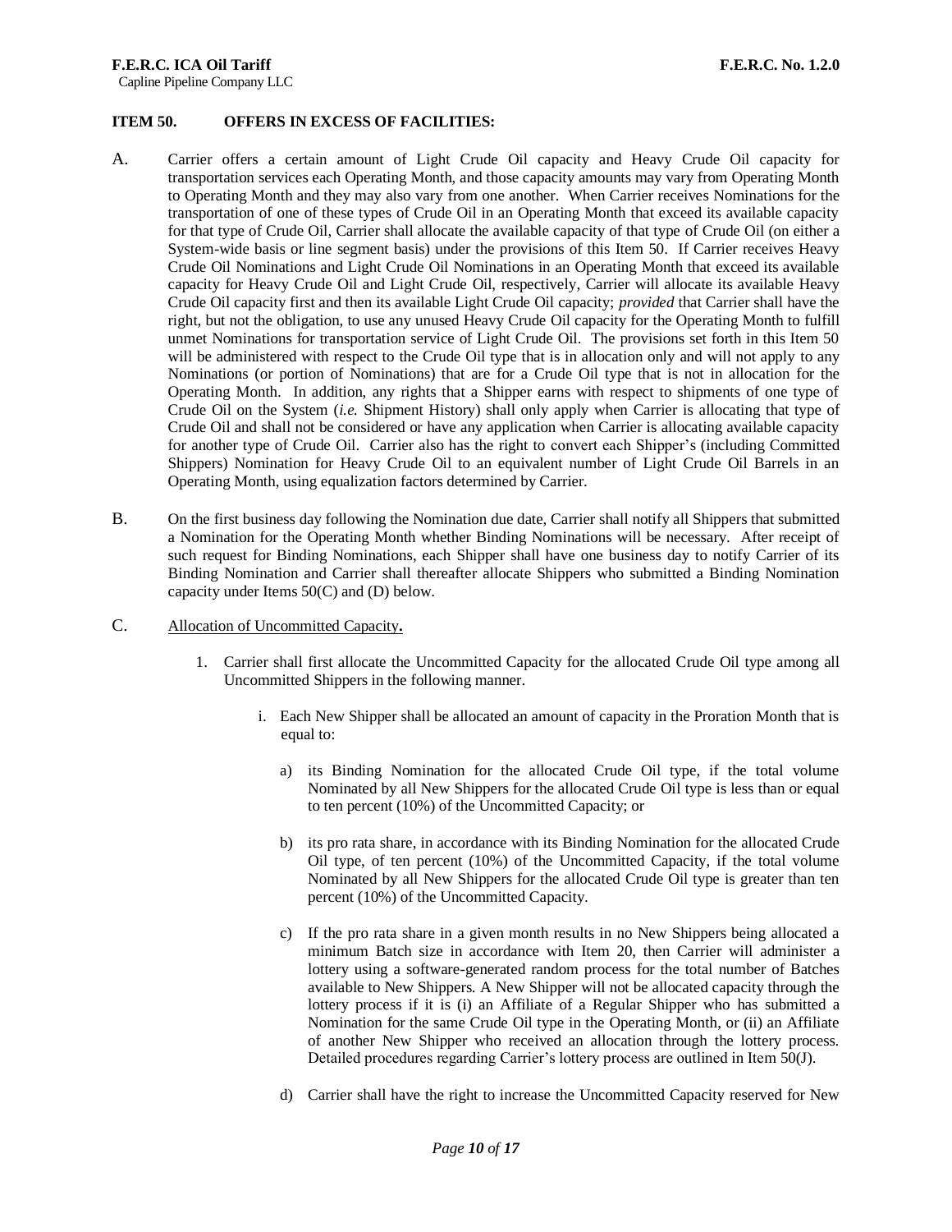**ITEM 50. OFFERS IN EXCESS OF FACILITIES:**

A. Carrier offers a certain amount of Light Crude Oil capacity and Heavy Crude Oil capacity for transportation services each Operating Month, and those capacity amounts may vary from Operating Month to Operating Month and they may also vary from one another. When Carrier receives Nominations for the transportation of one of these types of Crude Oil in an Operating Month that exceed its available capacity for that type of Crude Oil, Carrier shall allocate the available capacity of that type of Crude Oil (on either a System-wide basis or line segment basis) under the provisions of this Item 50. If Carrier receives Heavy Crude Oil Nominations and Light Crude Oil Nominations in an Operating Month that exceed its available capacity for Heavy Crude Oil and Light Crude Oil, respectively, Carrier will allocate its available Heavy Crude Oil capacity first and then its available Light Crude Oil capacity; *provided* that Carrier shall have the right, but not the obligation, to use any unused Heavy Crude Oil capacity for the Operating Month to fulfill unmet Nominations for transportation service of Light Crude Oil. The provisions set forth in this Item 50 will be administered with respect to the Crude Oil type that is in allocation only and will not apply to any Nominations (or portion of Nominations) that are for a Crude Oil type that is not in allocation for the Operating Month. In addition, any rights that a Shipper earns with respect to shipments of one type of Crude Oil on the System (*i.e.* Shipment History) shall only apply when Carrier is allocating that type of Crude Oil and shall not be considered or have any application when Carrier is allocating available capacity for another type of Crude Oil. Carrier also has the right to convert each Shipper's (including Committed Shippers) Nomination for Heavy Crude Oil to an equivalent number of Light Crude Oil Barrels in an Operating Month, using equalization factors determined by Carrier.

B. On the first business day following the Nomination due date, Carrier shall notify all Shippers that submitted a Nomination for the Operating Month whether Binding Nominations will be necessary. After receipt of such request for Binding Nominations, each Shipper shall have one business day to notify Carrier of its Binding Nomination and Carrier shall thereafter allocate Shippers who submitted a Binding Nomination capacity under Items 50(C) and (D) below.

C. <u>Allocation of Uncommitted Capacity</u>.

1. Carrier shall first allocate the Uncommitted Capacity for the allocated Crude Oil type among all Uncommitted Shippers in the following manner.

   i. Each New Shipper shall be allocated an amount of capacity in the Proration Month that is equal to:

      a) its Binding Nomination for the allocated Crude Oil type, if the total volume Nominated by all New Shippers for the allocated Crude Oil type is less than or equal to ten percent (10%) of the Uncommitted Capacity; or

      b) its pro rata share, in accordance with its Binding Nomination for the allocated Crude Oil type, of ten percent (10%) of the Uncommitted Capacity, if the total volume Nominated by all New Shippers for the allocated Crude Oil type is greater than ten percent (10%) of the Uncommitted Capacity.

      c) If the pro rata share in a given month results in no New Shippers being allocated a minimum Batch size in accordance with Item 20, then Carrier will administer a lottery using a software-generated random process for the total number of Batches available to New Shippers. A New Shipper will not be allocated capacity through the lottery process if it is (i) an Affiliate of a Regular Shipper who has submitted a Nomination for the same Crude Oil type in the Operating Month, or (ii) an Affiliate of another New Shipper who received an allocation through the lottery process. Detailed procedures regarding Carrier's lottery process are outlined in Item 50(J).

      d) Carrier shall have the right to increase the Uncommitted Capacity reserved for New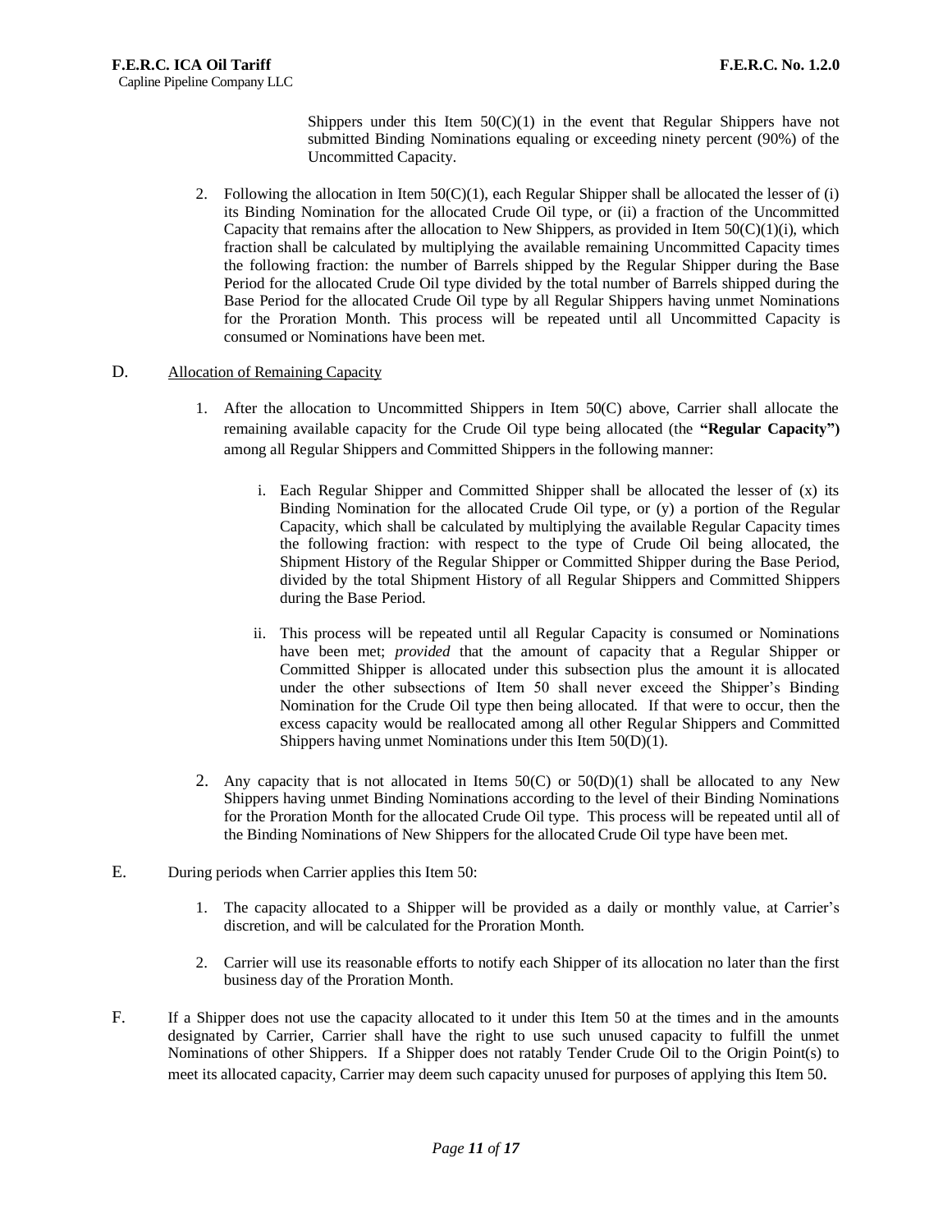Shippers under this Item 50(C)(1) in the event that Regular Shippers have not submitted Binding Nominations equaling or exceeding ninety percent (90%) of the Uncommitted Capacity.

2. Following the allocation in Item 50(C)(1), each Regular Shipper shall be allocated the lesser of (i) its Binding Nomination for the allocated Crude Oil type, or (ii) a fraction of the Uncommitted Capacity that remains after the allocation to New Shippers, as provided in Item 50(C)(1)(i), which fraction shall be calculated by multiplying the available remaining Uncommitted Capacity times the following fraction: the number of Barrels shipped by the Regular Shipper during the Base Period for the allocated Crude Oil type divided by the total number of Barrels shipped during the Base Period for the allocated Crude Oil type by all Regular Shippers having unmet Nominations for the Proration Month. This process will be repeated until all Uncommitted Capacity is consumed or Nominations have been met.

D. Allocation of Remaining Capacity

1. After the allocation to Uncommitted Shippers in Item 50(C) above, Carrier shall allocate the remaining available capacity for the Crude Oil type being allocated (the **"Regular Capacity")** among all Regular Shippers and Committed Shippers in the following manner:

   i. Each Regular Shipper and Committed Shipper shall be allocated the lesser of (x) its Binding Nomination for the allocated Crude Oil type, or (y) a portion of the Regular Capacity, which shall be calculated by multiplying the available Regular Capacity times the following fraction: with respect to the type of Crude Oil being allocated, the Shipment History of the Regular Shipper or Committed Shipper during the Base Period, divided by the total Shipment History of all Regular Shippers and Committed Shippers during the Base Period.

   ii. This process will be repeated until all Regular Capacity is consumed or Nominations have been met; *provided* that the amount of capacity that a Regular Shipper or Committed Shipper is allocated under this subsection plus the amount it is allocated under the other subsections of Item 50 shall never exceed the Shipper's Binding Nomination for the Crude Oil type then being allocated. If that were to occur, then the excess capacity would be reallocated among all other Regular Shippers and Committed Shippers having unmet Nominations under this Item 50(D)(1).

2. Any capacity that is not allocated in Items 50(C) or 50(D)(1) shall be allocated to any New Shippers having unmet Binding Nominations according to the level of their Binding Nominations for the Proration Month for the allocated Crude Oil type. This process will be repeated until all of the Binding Nominations of New Shippers for the allocated Crude Oil type have been met.

E. During periods when Carrier applies this Item 50:

1. The capacity allocated to a Shipper will be provided as a daily or monthly value, at Carrier's discretion, and will be calculated for the Proration Month.

2. Carrier will use its reasonable efforts to notify each Shipper of its allocation no later than the first business day of the Proration Month.

F. If a Shipper does not use the capacity allocated to it under this Item 50 at the times and in the amounts designated by Carrier, Carrier shall have the right to use such unused capacity to fulfill the unmet Nominations of other Shippers. If a Shipper does not ratably Tender Crude Oil to the Origin Point(s) to meet its allocated capacity, Carrier may deem such capacity unused for purposes of applying this Item 50.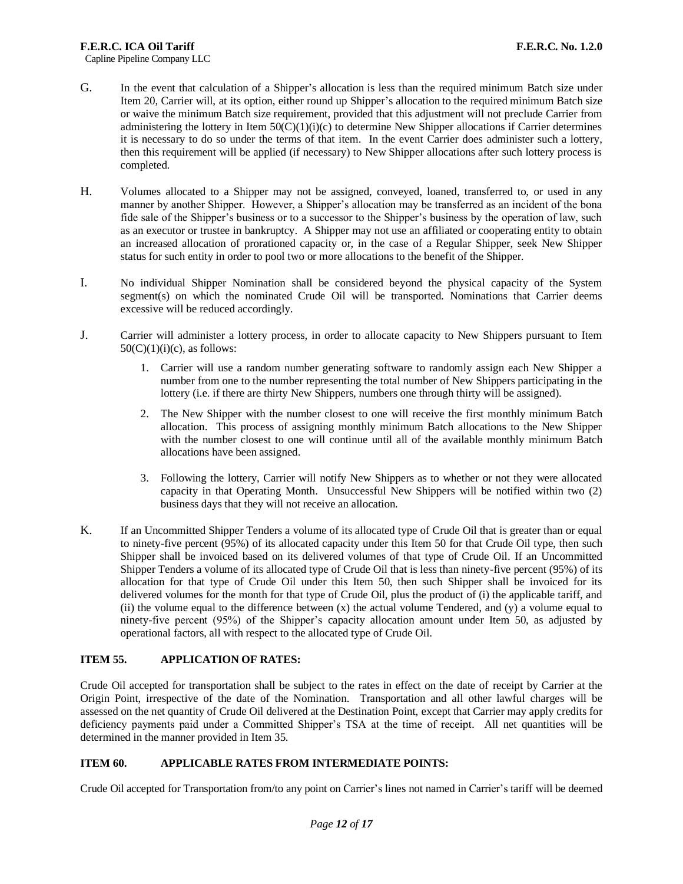G. In the event that calculation of a Shipper's allocation is less than the required minimum Batch size under Item 20, Carrier will, at its option, either round up Shipper's allocation to the required minimum Batch size or waive the minimum Batch size requirement, provided that this adjustment will not preclude Carrier from administering the lottery in Item 50(C)(1)(i)(c) to determine New Shipper allocations if Carrier determines it is necessary to do so under the terms of that item. In the event Carrier does administer such a lottery, then this requirement will be applied (if necessary) to New Shipper allocations after such lottery process is completed.

H. Volumes allocated to a Shipper may not be assigned, conveyed, loaned, transferred to, or used in any manner by another Shipper. However, a Shipper's allocation may be transferred as an incident of the bona fide sale of the Shipper's business or to a successor to the Shipper's business by the operation of law, such as an executor or trustee in bankruptcy. A Shipper may not use an affiliated or cooperating entity to obtain an increased allocation of prorationed capacity or, in the case of a Regular Shipper, seek New Shipper status for such entity in order to pool two or more allocations to the benefit of the Shipper.

I. No individual Shipper Nomination shall be considered beyond the physical capacity of the System segment(s) on which the nominated Crude Oil will be transported. Nominations that Carrier deems excessive will be reduced accordingly.

J. Carrier will administer a lottery process, in order to allocate capacity to New Shippers pursuant to Item 50(C)(1)(i)(c), as follows:

   1. Carrier will use a random number generating software to randomly assign each New Shipper a number from one to the number representing the total number of New Shippers participating in the lottery (i.e. if there are thirty New Shippers, numbers one through thirty will be assigned).

   2. The New Shipper with the number closest to one will receive the first monthly minimum Batch allocation. This process of assigning monthly minimum Batch allocations to the New Shipper with the number closest to one will continue until all of the available monthly minimum Batch allocations have been assigned.

   3. Following the lottery, Carrier will notify New Shippers as to whether or not they were allocated capacity in that Operating Month. Unsuccessful New Shippers will be notified within two (2) business days that they will not receive an allocation.

K. If an Uncommitted Shipper Tenders a volume of its allocated type of Crude Oil that is greater than or equal to ninety-five percent (95%) of its allocated capacity under this Item 50 for that Crude Oil type, then such Shipper shall be invoiced based on its delivered volumes of that type of Crude Oil. If an Uncommitted Shipper Tenders a volume of its allocated type of Crude Oil that is less than ninety-five percent (95%) of its allocation for that type of Crude Oil under this Item 50, then such Shipper shall be invoiced for its delivered volumes for the month for that type of Crude Oil, plus the product of (i) the applicable tariff, and (ii) the volume equal to the difference between (x) the actual volume Tendered, and (y) a volume equal to ninety-five percent (95%) of the Shipper's capacity allocation amount under Item 50, as adjusted by operational factors, all with respect to the allocated type of Crude Oil.

**ITEM 55. APPLICATION OF RATES:**

Crude Oil accepted for transportation shall be subject to the rates in effect on the date of receipt by Carrier at the Origin Point, irrespective of the date of the Nomination. Transportation and all other lawful charges will be assessed on the net quantity of Crude Oil delivered at the Destination Point, except that Carrier may apply credits for deficiency payments paid under a Committed Shipper's TSA at the time of receipt. All net quantities will be determined in the manner provided in Item 35.

**ITEM 60. APPLICABLE RATES FROM INTERMEDIATE POINTS:**

Crude Oil accepted for Transportation from/to any point on Carrier's lines not named in Carrier's tariff will be deemed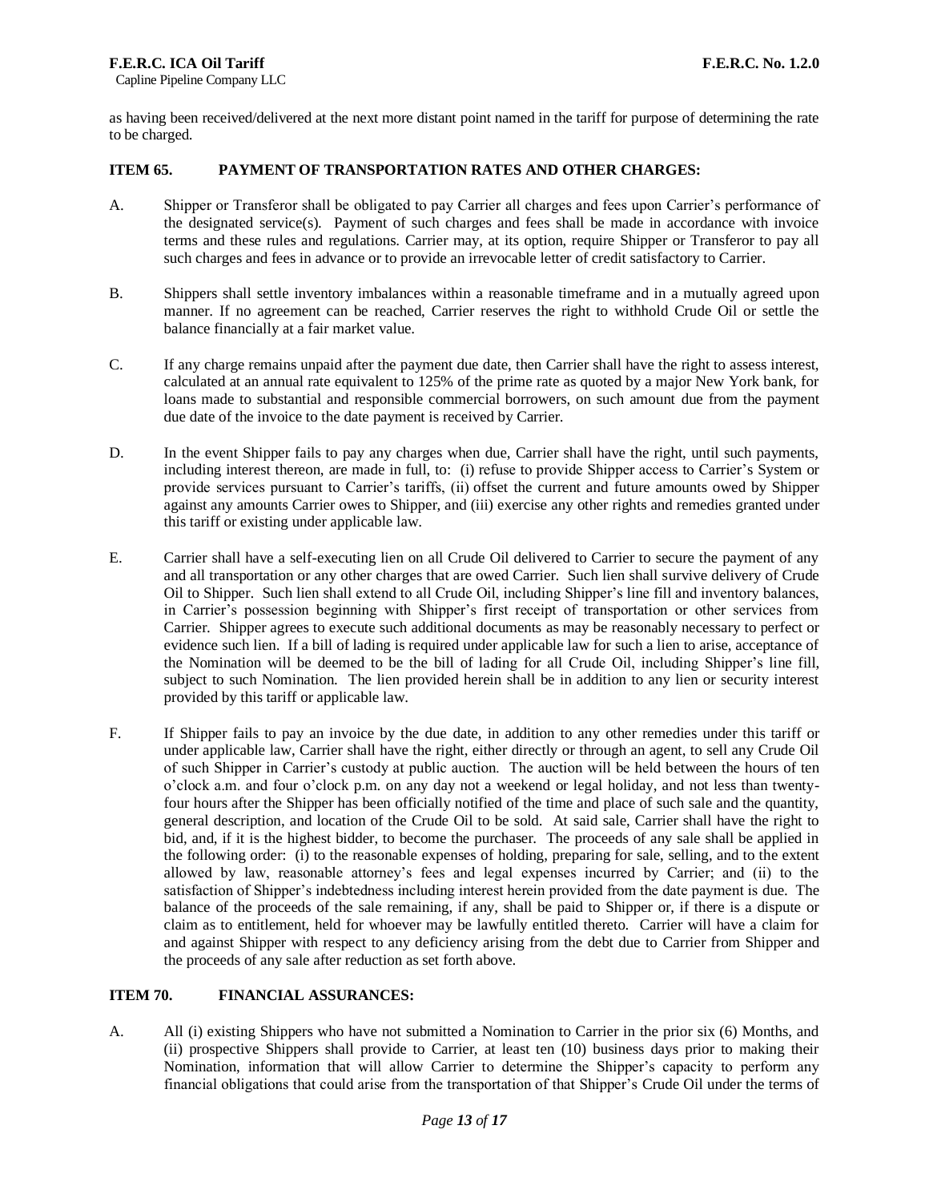as having been received/delivered at the next more distant point named in the tariff for purpose of determining the rate to be charged.

### ITEM 65. PAYMENT OF TRANSPORTATION RATES AND OTHER CHARGES:

A. Shipper or Transferor shall be obligated to pay Carrier all charges and fees upon Carrier's performance of the designated service(s). Payment of such charges and fees shall be made in accordance with invoice terms and these rules and regulations. Carrier may, at its option, require Shipper or Transferor to pay all such charges and fees in advance or to provide an irrevocable letter of credit satisfactory to Carrier.

B. Shippers shall settle inventory imbalances within a reasonable timeframe and in a mutually agreed upon manner. If no agreement can be reached, Carrier reserves the right to withhold Crude Oil or settle the balance financially at a fair market value.

C. If any charge remains unpaid after the payment due date, then Carrier shall have the right to assess interest, calculated at an annual rate equivalent to 125% of the prime rate as quoted by a major New York bank, for loans made to substantial and responsible commercial borrowers, on such amount due from the payment due date of the invoice to the date payment is received by Carrier.

D. In the event Shipper fails to pay any charges when due, Carrier shall have the right, until such payments, including interest thereon, are made in full, to: (i) refuse to provide Shipper access to Carrier's System or provide services pursuant to Carrier's tariffs, (ii) offset the current and future amounts owed by Shipper against any amounts Carrier owes to Shipper, and (iii) exercise any other rights and remedies granted under this tariff or existing under applicable law.

E. Carrier shall have a self-executing lien on all Crude Oil delivered to Carrier to secure the payment of any and all transportation or any other charges that are owed Carrier. Such lien shall survive delivery of Crude Oil to Shipper. Such lien shall extend to all Crude Oil, including Shipper's line fill and inventory balances, in Carrier's possession beginning with Shipper's first receipt of transportation or other services from Carrier. Shipper agrees to execute such additional documents as may be reasonably necessary to perfect or evidence such lien. If a bill of lading is required under applicable law for such a lien to arise, acceptance of the Nomination will be deemed to be the bill of lading for all Crude Oil, including Shipper's line fill, subject to such Nomination. The lien provided herein shall be in addition to any lien or security interest provided by this tariff or applicable law.

F. If Shipper fails to pay an invoice by the due date, in addition to any other remedies under this tariff or under applicable law, Carrier shall have the right, either directly or through an agent, to sell any Crude Oil of such Shipper in Carrier's custody at public auction. The auction will be held between the hours of ten o'clock a.m. and four o'clock p.m. on any day not a weekend or legal holiday, and not less than twenty-four hours after the Shipper has been officially notified of the time and place of such sale and the quantity, general description, and location of the Crude Oil to be sold. At said sale, Carrier shall have the right to bid, and, if it is the highest bidder, to become the purchaser. The proceeds of any sale shall be applied in the following order: (i) to the reasonable expenses of holding, preparing for sale, selling, and to the extent allowed by law, reasonable attorney's fees and legal expenses incurred by Carrier; and (ii) to the satisfaction of Shipper's indebtedness including interest herein provided from the date payment is due. The balance of the proceeds of the sale remaining, if any, shall be paid to Shipper or, if there is a dispute or claim as to entitlement, held for whoever may be lawfully entitled thereto. Carrier will have a claim for and against Shipper with respect to any deficiency arising from the debt due to Carrier from Shipper and the proceeds of any sale after reduction as set forth above.

### ITEM 70. FINANCIAL ASSURANCES:

A. All (i) existing Shippers who have not submitted a Nomination to Carrier in the prior six (6) Months, and (ii) prospective Shippers shall provide to Carrier, at least ten (10) business days prior to making their Nomination, information that will allow Carrier to determine the Shipper's capacity to perform any financial obligations that could arise from the transportation of that Shipper's Crude Oil under the terms of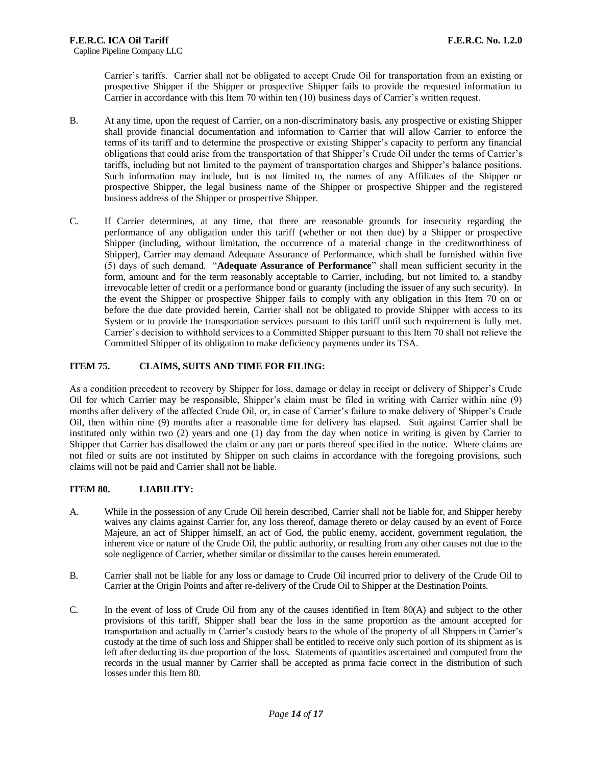Carrier's tariffs. Carrier shall not be obligated to accept Crude Oil for transportation from an existing or prospective Shipper if the Shipper or prospective Shipper fails to provide the requested information to Carrier in accordance with this Item 70 within ten (10) business days of Carrier's written request.

B. At any time, upon the request of Carrier, on a non-discriminatory basis, any prospective or existing Shipper shall provide financial documentation and information to Carrier that will allow Carrier to enforce the terms of its tariff and to determine the prospective or existing Shipper's capacity to perform any financial obligations that could arise from the transportation of that Shipper's Crude Oil under the terms of Carrier's tariffs, including but not limited to the payment of transportation charges and Shipper's balance positions. Such information may include, but is not limited to, the names of any Affiliates of the Shipper or prospective Shipper, the legal business name of the Shipper or prospective Shipper and the registered business address of the Shipper or prospective Shipper.

C. If Carrier determines, at any time, that there are reasonable grounds for insecurity regarding the performance of any obligation under this tariff (whether or not then due) by a Shipper or prospective Shipper (including, without limitation, the occurrence of a material change in the creditworthiness of Shipper), Carrier may demand Adequate Assurance of Performance, which shall be furnished within five (5) days of such demand. "**Adequate Assurance of Performance**" shall mean sufficient security in the form, amount and for the term reasonably acceptable to Carrier, including, but not limited to, a standby irrevocable letter of credit or a performance bond or guaranty (including the issuer of any such security). In the event the Shipper or prospective Shipper fails to comply with any obligation in this Item 70 on or before the due date provided herein, Carrier shall not be obligated to provide Shipper with access to its System or to provide the transportation services pursuant to this tariff until such requirement is fully met. Carrier's decision to withhold services to a Committed Shipper pursuant to this Item 70 shall not relieve the Committed Shipper of its obligation to make deficiency payments under its TSA.

## ITEM 75. CLAIMS, SUITS AND TIME FOR FILING:

As a condition precedent to recovery by Shipper for loss, damage or delay in receipt or delivery of Shipper's Crude Oil for which Carrier may be responsible, Shipper's claim must be filed in writing with Carrier within nine (9) months after delivery of the affected Crude Oil, or, in case of Carrier's failure to make delivery of Shipper's Crude Oil, then within nine (9) months after a reasonable time for delivery has elapsed. Suit against Carrier shall be instituted only within two (2) years and one (1) day from the day when notice in writing is given by Carrier to Shipper that Carrier has disallowed the claim or any part or parts thereof specified in the notice. Where claims are not filed or suits are not instituted by Shipper on such claims in accordance with the foregoing provisions, such claims will not be paid and Carrier shall not be liable.

## ITEM 80. LIABILITY:

A. While in the possession of any Crude Oil herein described, Carrier shall not be liable for, and Shipper hereby waives any claims against Carrier for, any loss thereof, damage thereto or delay caused by an event of Force Majeure, an act of Shipper himself, an act of God, the public enemy, accident, government regulation, the inherent vice or nature of the Crude Oil, the public authority, or resulting from any other causes not due to the sole negligence of Carrier, whether similar or dissimilar to the causes herein enumerated.

B. Carrier shall not be liable for any loss or damage to Crude Oil incurred prior to delivery of the Crude Oil to Carrier at the Origin Points and after re-delivery of the Crude Oil to Shipper at the Destination Points.

C. In the event of loss of Crude Oil from any of the causes identified in Item 80(A) and subject to the other provisions of this tariff, Shipper shall bear the loss in the same proportion as the amount accepted for transportation and actually in Carrier's custody bears to the whole of the property of all Shippers in Carrier's custody at the time of such loss and Shipper shall be entitled to receive only such portion of its shipment as is left after deducting its due proportion of the loss. Statements of quantities ascertained and computed from the records in the usual manner by Carrier shall be accepted as prima facie correct in the distribution of such losses under this Item 80.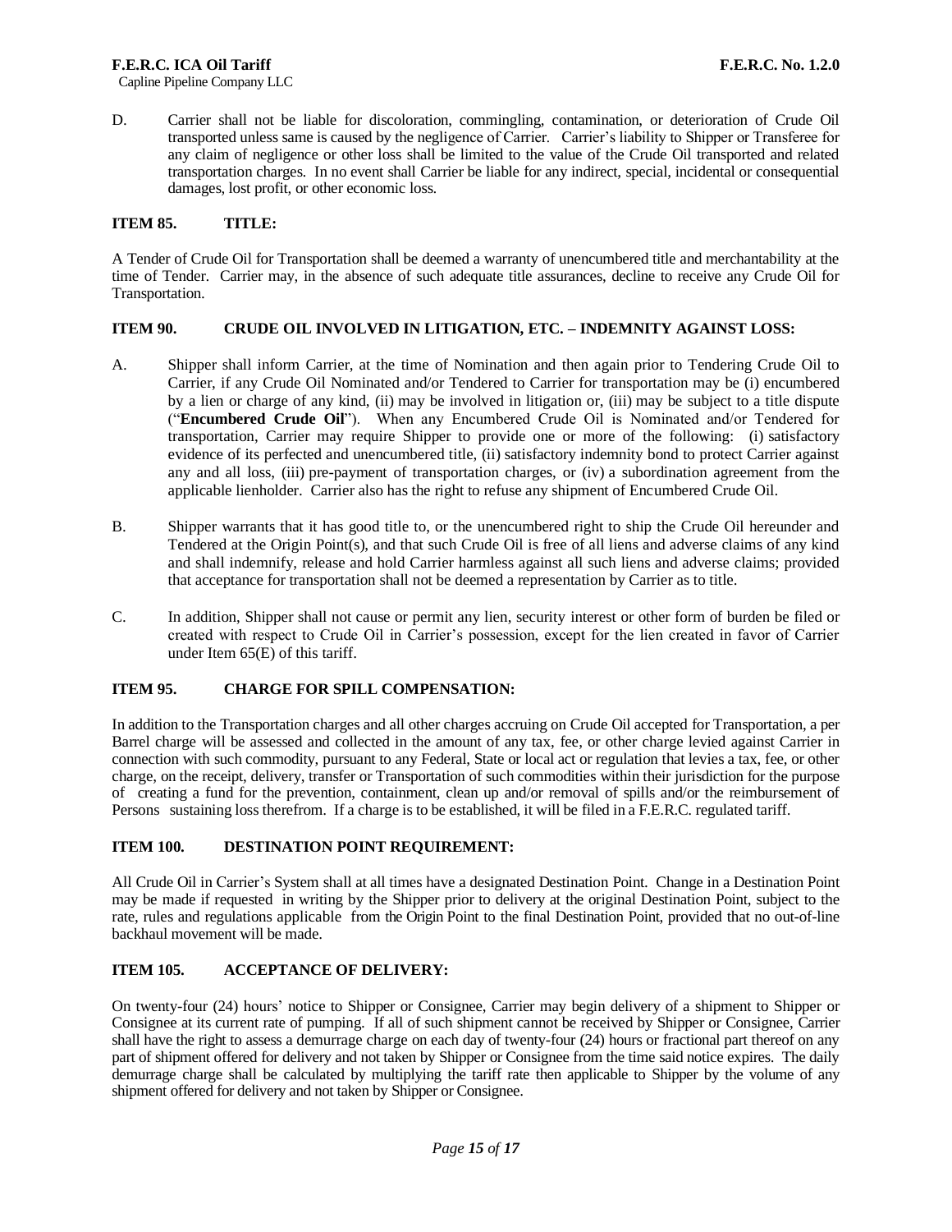D. Carrier shall not be liable for discoloration, commingling, contamination, or deterioration of Crude Oil transported unless same is caused by the negligence of Carrier. Carrier's liability to Shipper or Transferee for any claim of negligence or other loss shall be limited to the value of the Crude Oil transported and related transportation charges. In no event shall Carrier be liable for any indirect, special, incidental or consequential damages, lost profit, or other economic loss.

### ITEM 85. TITLE:

A Tender of Crude Oil for Transportation shall be deemed a warranty of unencumbered title and merchantability at the time of Tender. Carrier may, in the absence of such adequate title assurances, decline to receive any Crude Oil for Transportation.

### ITEM 90. CRUDE OIL INVOLVED IN LITIGATION, ETC. – INDEMNITY AGAINST LOSS:

A. Shipper shall inform Carrier, at the time of Nomination and then again prior to Tendering Crude Oil to Carrier, if any Crude Oil Nominated and/or Tendered to Carrier for transportation may be (i) encumbered by a lien or charge of any kind, (ii) may be involved in litigation or, (iii) may be subject to a title dispute ("**Encumbered Crude Oil**"). When any Encumbered Crude Oil is Nominated and/or Tendered for transportation, Carrier may require Shipper to provide one or more of the following: (i) satisfactory evidence of its perfected and unencumbered title, (ii) satisfactory indemnity bond to protect Carrier against any and all loss, (iii) pre-payment of transportation charges, or (iv) a subordination agreement from the applicable lienholder. Carrier also has the right to refuse any shipment of Encumbered Crude Oil.

B. Shipper warrants that it has good title to, or the unencumbered right to ship the Crude Oil hereunder and Tendered at the Origin Point(s), and that such Crude Oil is free of all liens and adverse claims of any kind and shall indemnify, release and hold Carrier harmless against all such liens and adverse claims; provided that acceptance for transportation shall not be deemed a representation by Carrier as to title.

C. In addition, Shipper shall not cause or permit any lien, security interest or other form of burden be filed or created with respect to Crude Oil in Carrier's possession, except for the lien created in favor of Carrier under Item 65(E) of this tariff.

### ITEM 95. CHARGE FOR SPILL COMPENSATION:

In addition to the Transportation charges and all other charges accruing on Crude Oil accepted for Transportation, a per Barrel charge will be assessed and collected in the amount of any tax, fee, or other charge levied against Carrier in connection with such commodity, pursuant to any Federal, State or local act or regulation that levies a tax, fee, or other charge, on the receipt, delivery, transfer or Transportation of such commodities within their jurisdiction for the purpose of creating a fund for the prevention, containment, clean up and/or removal of spills and/or the reimbursement of Persons sustaining loss therefrom. If a charge is to be established, it will be filed in a F.E.R.C. regulated tariff.

### ITEM 100. DESTINATION POINT REQUIREMENT:

All Crude Oil in Carrier's System shall at all times have a designated Destination Point. Change in a Destination Point may be made if requested in writing by the Shipper prior to delivery at the original Destination Point, subject to the rate, rules and regulations applicable from the Origin Point to the final Destination Point, provided that no out-of-line backhaul movement will be made.

### ITEM 105. ACCEPTANCE OF DELIVERY:

On twenty-four (24) hours' notice to Shipper or Consignee, Carrier may begin delivery of a shipment to Shipper or Consignee at its current rate of pumping. If all of such shipment cannot be received by Shipper or Consignee, Carrier shall have the right to assess a demurrage charge on each day of twenty-four (24) hours or fractional part thereof on any part of shipment offered for delivery and not taken by Shipper or Consignee from the time said notice expires. The daily demurrage charge shall be calculated by multiplying the tariff rate then applicable to Shipper by the volume of any shipment offered for delivery and not taken by Shipper or Consignee.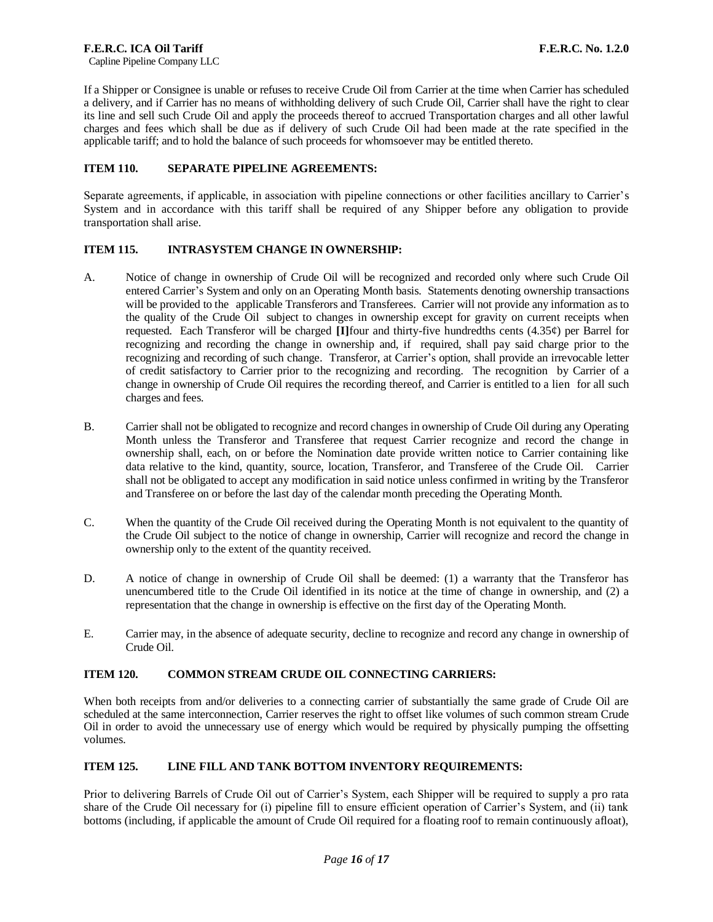If a Shipper or Consignee is unable or refuses to receive Crude Oil from Carrier at the time when Carrier has scheduled a delivery, and if Carrier has no means of withholding delivery of such Crude Oil, Carrier shall have the right to clear its line and sell such Crude Oil and apply the proceeds thereof to accrued Transportation charges and all other lawful charges and fees which shall be due as if delivery of such Crude Oil had been made at the rate specified in the applicable tariff; and to hold the balance of such proceeds for whomsoever may be entitled thereto.

**ITEM 110. SEPARATE PIPELINE AGREEMENTS:**

Separate agreements, if applicable, in association with pipeline connections or other facilities ancillary to Carrier's System and in accordance with this tariff shall be required of any Shipper before any obligation to provide transportation shall arise.

**ITEM 115. INTRASYSTEM CHANGE IN OWNERSHIP:**

A. Notice of change in ownership of Crude Oil will be recognized and recorded only where such Crude Oil entered Carrier's System and only on an Operating Month basis. Statements denoting ownership transactions will be provided to the applicable Transferors and Transferees. Carrier will not provide any information as to the quality of the Crude Oil subject to changes in ownership except for gravity on current receipts when requested. Each Transferor will be charged **[I]**four and thirty-five hundredths cents (4.35¢) per Barrel for recognizing and recording the change in ownership and, if required, shall pay said charge prior to the recognizing and recording of such change. Transferor, at Carrier's option, shall provide an irrevocable letter of credit satisfactory to Carrier prior to the recognizing and recording. The recognition by Carrier of a change in ownership of Crude Oil requires the recording thereof, and Carrier is entitled to a lien for all such charges and fees.

B. Carrier shall not be obligated to recognize and record changes in ownership of Crude Oil during any Operating Month unless the Transferor and Transferee that request Carrier recognize and record the change in ownership shall, each, on or before the Nomination date provide written notice to Carrier containing like data relative to the kind, quantity, source, location, Transferor, and Transferee of the Crude Oil. Carrier shall not be obligated to accept any modification in said notice unless confirmed in writing by the Transferor and Transferee on or before the last day of the calendar month preceding the Operating Month.

C. When the quantity of the Crude Oil received during the Operating Month is not equivalent to the quantity of the Crude Oil subject to the notice of change in ownership, Carrier will recognize and record the change in ownership only to the extent of the quantity received.

D. A notice of change in ownership of Crude Oil shall be deemed: (1) a warranty that the Transferor has unencumbered title to the Crude Oil identified in its notice at the time of change in ownership, and (2) a representation that the change in ownership is effective on the first day of the Operating Month.

E. Carrier may, in the absence of adequate security, decline to recognize and record any change in ownership of Crude Oil.

**ITEM 120. COMMON STREAM CRUDE OIL CONNECTING CARRIERS:**

When both receipts from and/or deliveries to a connecting carrier of substantially the same grade of Crude Oil are scheduled at the same interconnection, Carrier reserves the right to offset like volumes of such common stream Crude Oil in order to avoid the unnecessary use of energy which would be required by physically pumping the offsetting volumes.

**ITEM 125. LINE FILL AND TANK BOTTOM INVENTORY REQUIREMENTS:**

Prior to delivering Barrels of Crude Oil out of Carrier's System, each Shipper will be required to supply a pro rata share of the Crude Oil necessary for (i) pipeline fill to ensure efficient operation of Carrier's System, and (ii) tank bottoms (including, if applicable the amount of Crude Oil required for a floating roof to remain continuously afloat),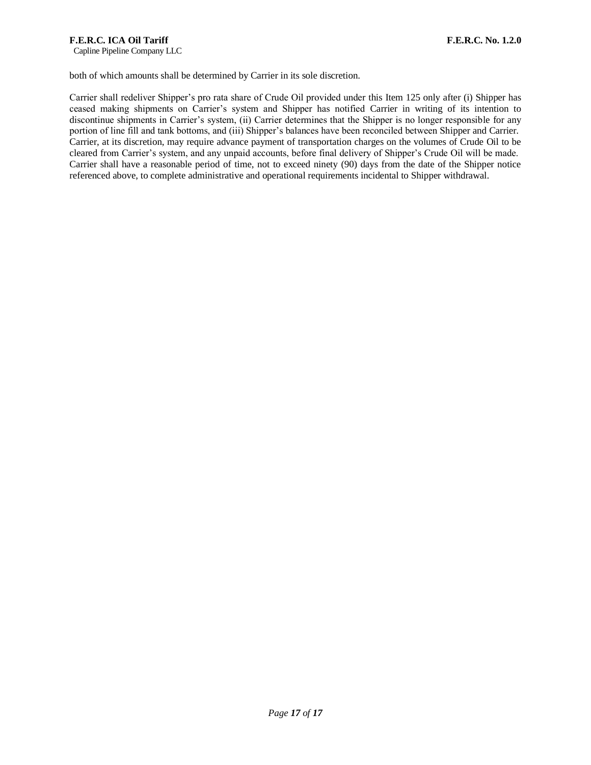both of which amounts shall be determined by Carrier in its sole discretion.

Carrier shall redeliver Shipper's pro rata share of Crude Oil provided under this Item 125 only after (i) Shipper has ceased making shipments on Carrier's system and Shipper has notified Carrier in writing of its intention to discontinue shipments in Carrier's system, (ii) Carrier determines that the Shipper is no longer responsible for any portion of line fill and tank bottoms, and (iii) Shipper's balances have been reconciled between Shipper and Carrier. Carrier, at its discretion, may require advance payment of transportation charges on the volumes of Crude Oil to be cleared from Carrier's system, and any unpaid accounts, before final delivery of Shipper's Crude Oil will be made. Carrier shall have a reasonable period of time, not to exceed ninety (90) days from the date of the Shipper notice referenced above, to complete administrative and operational requirements incidental to Shipper withdrawal.